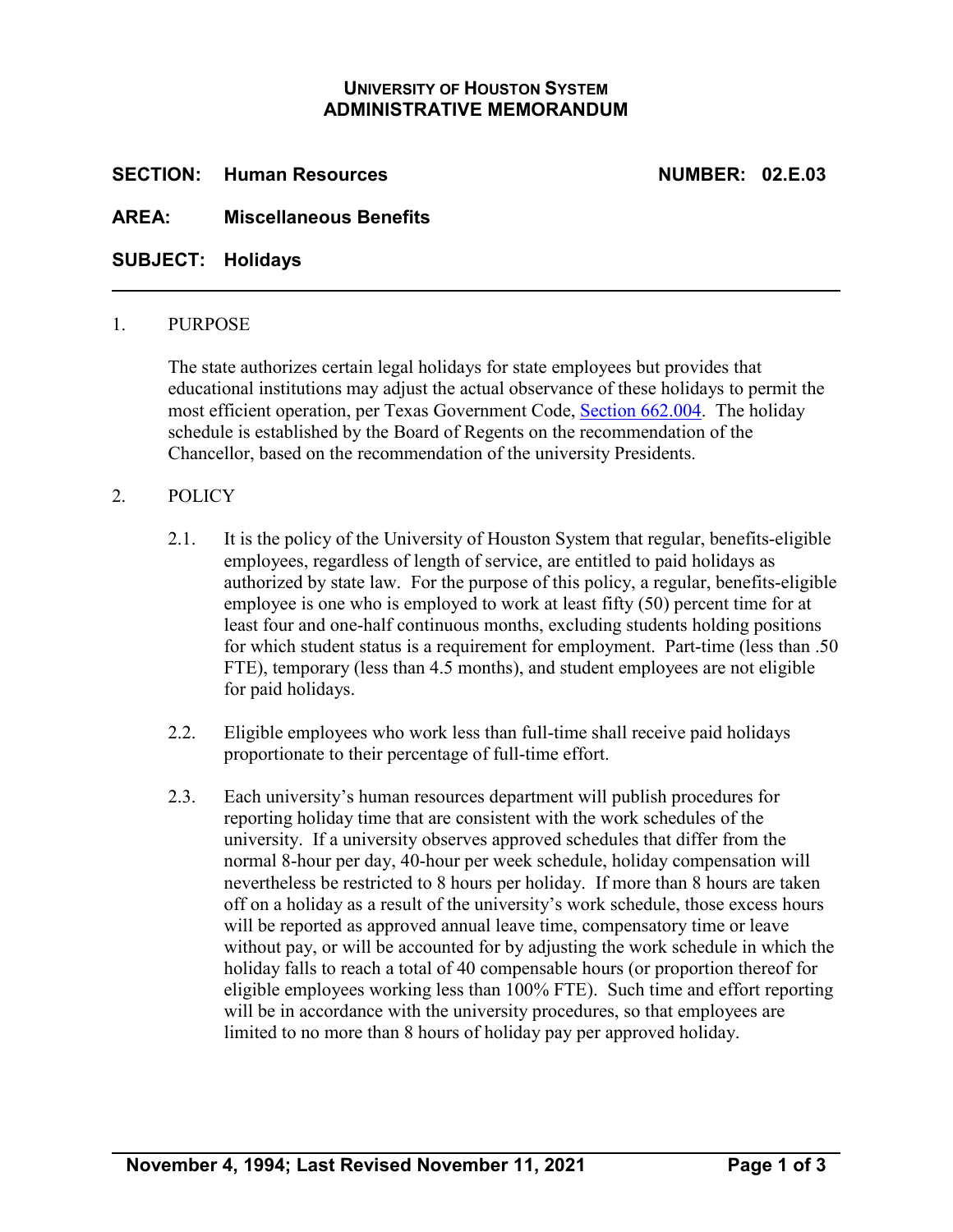# UNIVERSITY OF HOUSTON SYSTEM
# ADMINISTRATIVE MEMORANDUM

**SECTION:** **Human Resources** **NUMBER: 02.E.03**

**AREA:** **Miscellaneous Benefits**

**SUBJECT:** **Holidays**

---

## 1. PURPOSE

The state authorizes certain legal holidays for state employees but provides that educational institutions may adjust the actual observance of these holidays to permit the most efficient operation, per Texas Government Code, Section 662.004. The holiday schedule is established by the Board of Regents on the recommendation of the Chancellor, based on the recommendation of the university Presidents.

## 2. POLICY

2.1. It is the policy of the University of Houston System that regular, benefits-eligible employees, regardless of length of service, are entitled to paid holidays as authorized by state law. For the purpose of this policy, a regular, benefits-eligible employee is one who is employed to work at least fifty (50) percent time for at least four and one-half continuous months, excluding students holding positions for which student status is a requirement for employment. Part-time (less than .50 FTE), temporary (less than 4.5 months), and student employees are not eligible for paid holidays.

2.2. Eligible employees who work less than full-time shall receive paid holidays proportionate to their percentage of full-time effort.

2.3. Each university's human resources department will publish procedures for reporting holiday time that are consistent with the work schedules of the university. If a university observes approved schedules that differ from the normal 8-hour per day, 40-hour per week schedule, holiday compensation will nevertheless be restricted to 8 hours per holiday. If more than 8 hours are taken off on a holiday as a result of the university's work schedule, those excess hours will be reported as approved annual leave time, compensatory time or leave without pay, or will be accounted for by adjusting the work schedule in which the holiday falls to reach a total of 40 compensable hours (or proportion thereof for eligible employees working less than 100% FTE). Such time and effort reporting will be in accordance with the university procedures, so that employees are limited to no more than 8 hours of holiday pay per approved holiday.

November 4, 1994; Last Revised November 11, 2021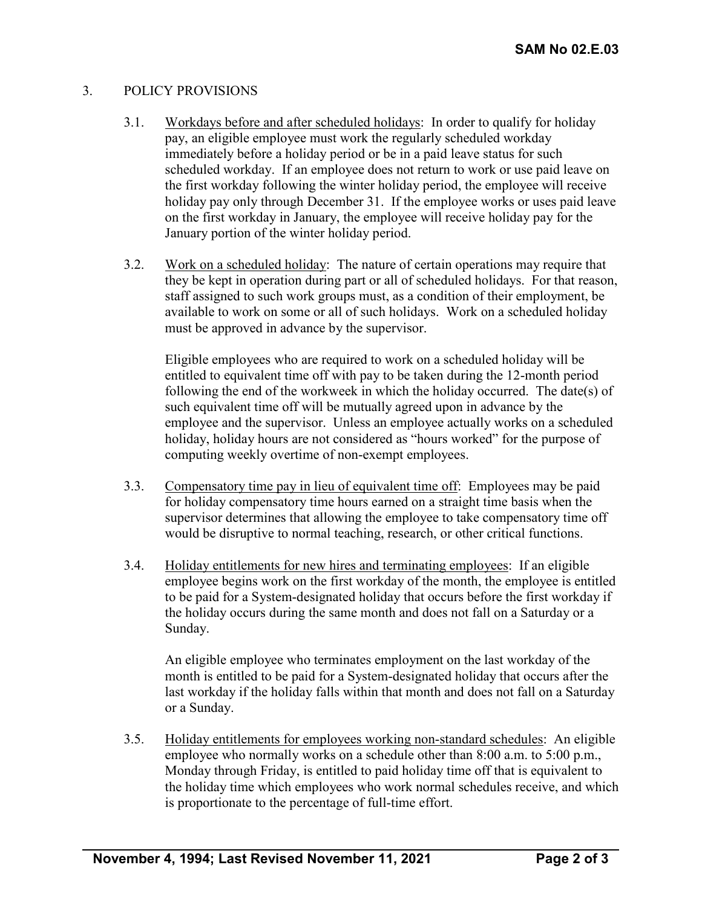## 3. POLICY PROVISIONS

3.1. Workdays before and after scheduled holidays: In order to qualify for holiday pay, an eligible employee must work the regularly scheduled workday immediately before a holiday period or be in a paid leave status for such scheduled workday. If an employee does not return to work or use paid leave on the first workday following the winter holiday period, the employee will receive holiday pay only through December 31. If the employee works or uses paid leave on the first workday in January, the employee will receive holiday pay for the January portion of the winter holiday period.

3.2. Work on a scheduled holiday: The nature of certain operations may require that they be kept in operation during part or all of scheduled holidays. For that reason, staff assigned to such work groups must, as a condition of their employment, be available to work on some or all of such holidays. Work on a scheduled holiday must be approved in advance by the supervisor.

Eligible employees who are required to work on a scheduled holiday will be entitled to equivalent time off with pay to be taken during the 12-month period following the end of the workweek in which the holiday occurred. The date(s) of such equivalent time off will be mutually agreed upon in advance by the employee and the supervisor. Unless an employee actually works on a scheduled holiday, holiday hours are not considered as "hours worked" for the purpose of computing weekly overtime of non-exempt employees.

3.3. Compensatory time pay in lieu of equivalent time off: Employees may be paid for holiday compensatory time hours earned on a straight time basis when the supervisor determines that allowing the employee to take compensatory time off would be disruptive to normal teaching, research, or other critical functions.

3.4. Holiday entitlements for new hires and terminating employees: If an eligible employee begins work on the first workday of the month, the employee is entitled to be paid for a System-designated holiday that occurs before the first workday if the holiday occurs during the same month and does not fall on a Saturday or a Sunday.

An eligible employee who terminates employment on the last workday of the month is entitled to be paid for a System-designated holiday that occurs after the last workday if the holiday falls within that month and does not fall on a Saturday or a Sunday.

3.5. Holiday entitlements for employees working non-standard schedules: An eligible employee who normally works on a schedule other than 8:00 a.m. to 5:00 p.m., Monday through Friday, is entitled to paid holiday time off that is equivalent to the holiday time which employees who work normal schedules receive, and which is proportionate to the percentage of full-time effort.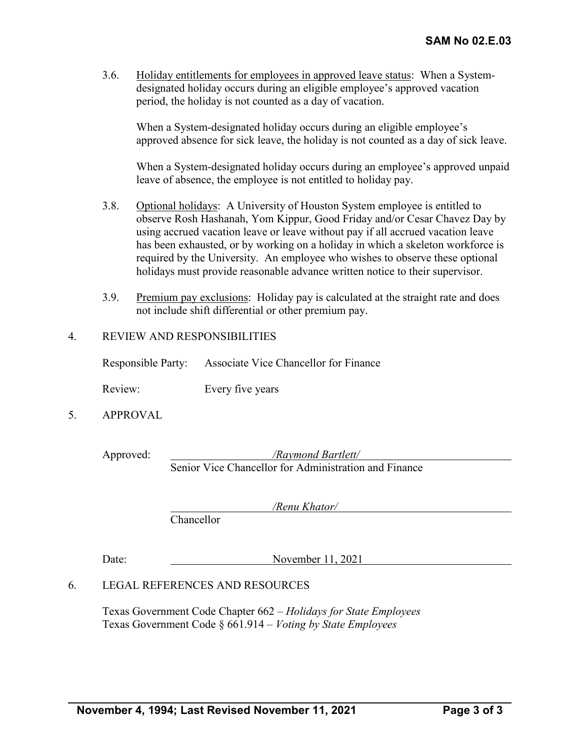3.6. Holiday entitlements for employees in approved leave status: When a System-designated holiday occurs during an eligible employee's approved vacation period, the holiday is not counted as a day of vacation.

When a System-designated holiday occurs during an eligible employee's approved absence for sick leave, the holiday is not counted as a day of sick leave.

When a System-designated holiday occurs during an employee's approved unpaid leave of absence, the employee is not entitled to holiday pay.

3.8. Optional holidays: A University of Houston System employee is entitled to observe Rosh Hashanah, Yom Kippur, Good Friday and/or Cesar Chavez Day by using accrued vacation leave or leave without pay if all accrued vacation leave has been exhausted, or by working on a holiday in which a skeleton workforce is required by the University. An employee who wishes to observe these optional holidays must provide reasonable advance written notice to their supervisor.

3.9. Premium pay exclusions: Holiday pay is calculated at the straight rate and does not include shift differential or other premium pay.

## 4. REVIEW AND RESPONSIBILITIES

Responsible Party: Associate Vice Chancellor for Finance

Review: Every five years

## 5. APPROVAL

Approved: */Raymond Bartlett/*
Senior Vice Chancellor for Administration and Finance

*/Renu Khator/*
Chancellor

Date: November 11, 2021

## 6. LEGAL REFERENCES AND RESOURCES

Texas Government Code Chapter 662 – *Holidays for State Employees*
Texas Government Code § 661.914 – *Voting by State Employees*